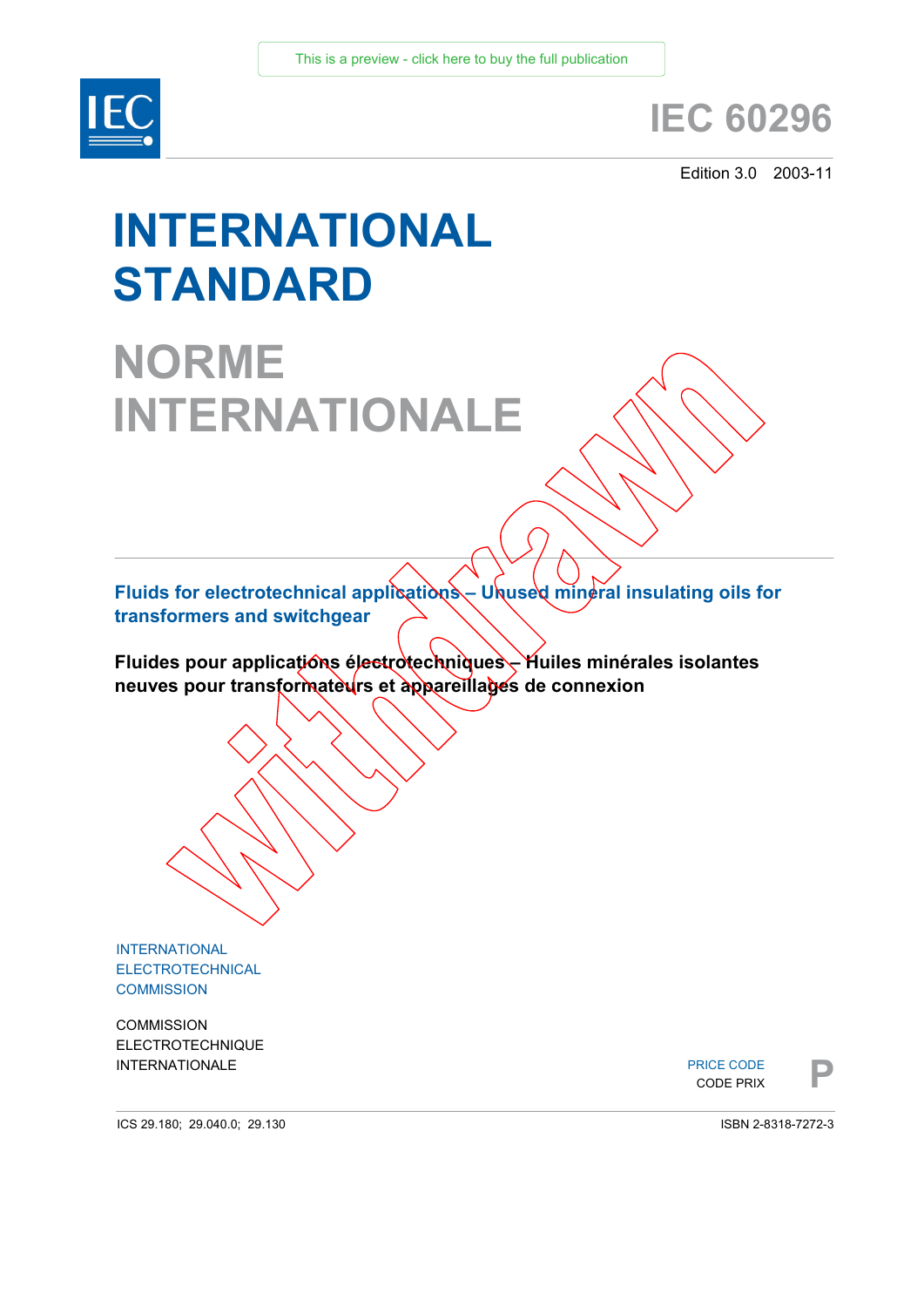This is a preview - click here to buy the full publication

IEC

# IEC 60296

Edition 3.0 2003-11

# INTERNATIONAL STANDARD

# NORME INTERNATIONALE

Withdrawn

**Fluids for electrotechnical applications – Unused mineral insulating oils for transformers and switchgear**

**Fluides pour applications électrotechniques – Huiles minérales isolantes neuves pour transformateurs et appareillages de connexion**

INTERNATIONAL ELECTROTECHNICAL COMMISSION

COMMISSION ELECTROTECHNIQUE INTERNATIONALE

PRICE CODE
CODE PRIX **P**

ICS 29.180; 29.040.0; 29.130

ISBN 2-8318-7272-3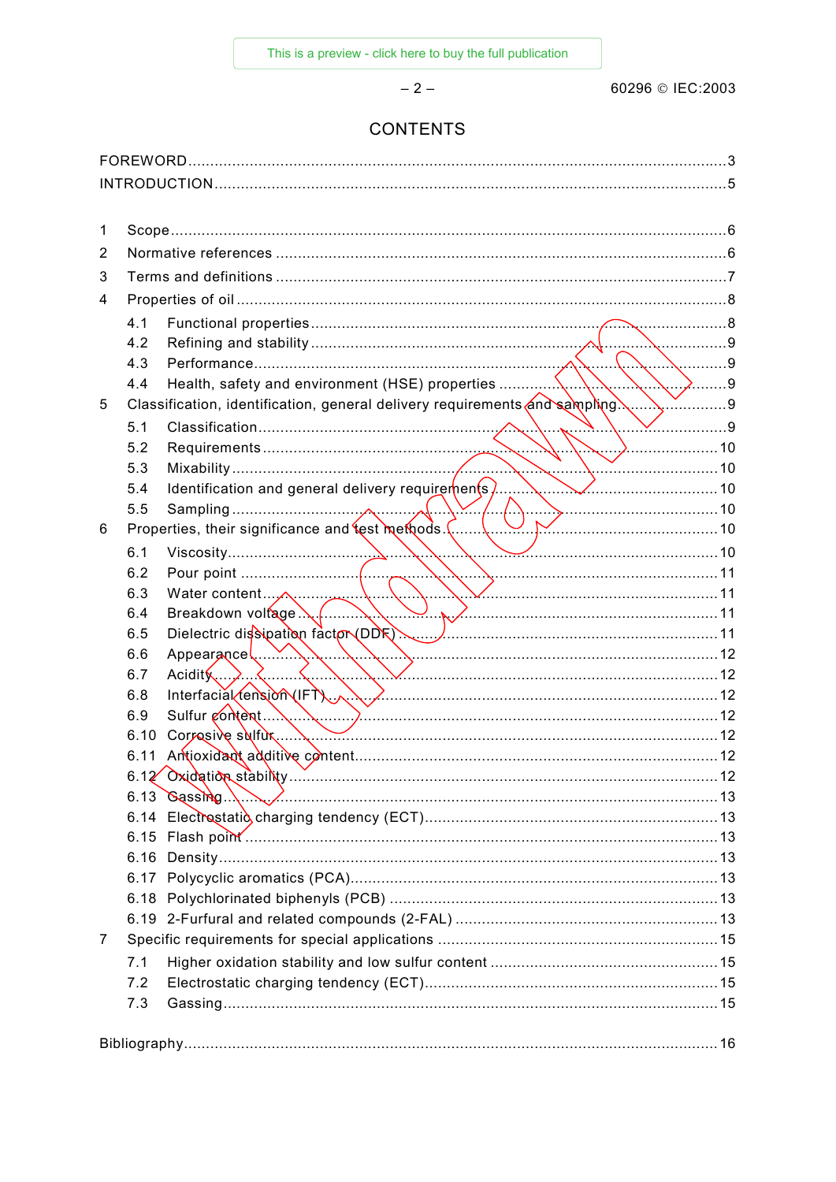# CONTENTS

FOREWORD ... 3
INTRODUCTION ... 5

1 Scope ... 6
2 Normative references ... 6
3 Terms and definitions ... 7
4 Properties of oil ... 8
  4.1 Functional properties ... 8
  4.2 Refining and stability ... 9
  4.3 Performance ... 9
  4.4 Health, safety and environment (HSE) properties ... 9
5 Classification, identification, general delivery requirements and sampling ... 9
  5.1 Classification ... 9
  5.2 Requirements ... 10
  5.3 Mixability ... 10
  5.4 Identification and general delivery requirements ... 10
  5.5 Sampling ... 10
6 Properties, their significance and test methods ... 10
  6.1 Viscosity ... 10
  6.2 Pour point ... 11
  6.3 Water content ... 11
  6.4 Breakdown voltage ... 11
  6.5 Dielectric dissipation factor (DDF) ... 11
  6.6 Appearance ... 12
  6.7 Acidity ... 12
  6.8 Interfacial tension (IFT) ... 12
  6.9 Sulfur content ... 12
  6.10 Corrosive sulfur ... 12
  6.11 Antioxidant additive content ... 12
  6.12 Oxidation stability ... 12
  6.13 Gassing ... 13
  6.14 Electrostatic charging tendency (ECT) ... 13
  6.15 Flash point ... 13
  6.16 Density ... 13
  6.17 Polycyclic aromatics (PCA) ... 13
  6.18 Polychlorinated biphenyls (PCB) ... 13
  6.19 2-Furfural and related compounds (2-FAL) ... 13
7 Specific requirements for special applications ... 15
  7.1 Higher oxidation stability and low sulfur content ... 15
  7.2 Electrostatic charging tendency (ECT) ... 15
  7.3 Gassing ... 15

Bibliography ... 16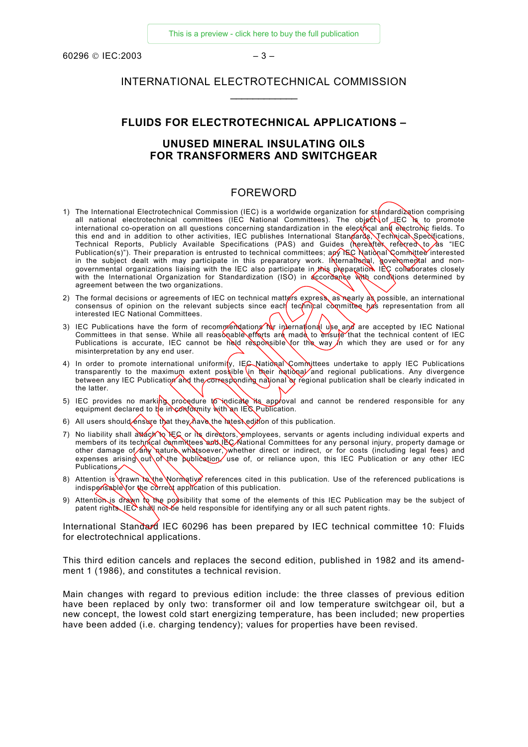INTERNATIONAL ELECTROTECHNICAL COMMISSION

___________

# FLUIDS FOR ELECTROTECHNICAL APPLICATIONS –

# UNUSED MINERAL INSULATING OILS FOR TRANSFORMERS AND SWITCHGEAR

## FOREWORD

1) The International Electrotechnical Commission (IEC) is a worldwide organization for standardization comprising all national electrotechnical committees (IEC National Committees). The object of IEC is to promote international co-operation on all questions concerning standardization in the electrical and electronic fields. To this end and in addition to other activities, IEC publishes International Standards, Technical Specifications, Technical Reports, Publicly Available Specifications (PAS) and Guides (hereafter referred to as "IEC Publication(s)"). Their preparation is entrusted to technical committees; any IEC National Committee interested in the subject dealt with may participate in this preparatory work. International, governmental and non-governmental organizations liaising with the IEC also participate in this preparation. IEC collaborates closely with the International Organization for Standardization (ISO) in accordance with conditions determined by agreement between the two organizations.
2) The formal decisions or agreements of IEC on technical matters express, as nearly as possible, an international consensus of opinion on the relevant subjects since each technical committee has representation from all interested IEC National Committees.
3) IEC Publications have the form of recommendations for international use and are accepted by IEC National Committees in that sense. While all reasonable efforts are made to ensure that the technical content of IEC Publications is accurate, IEC cannot be held responsible for the way in which they are used or for any misinterpretation by any end user.
4) In order to promote international uniformity, IEC National Committees undertake to apply IEC Publications transparently to the maximum extent possible in their national and regional publications. Any divergence between any IEC Publication and the corresponding national or regional publication shall be clearly indicated in the latter.
5) IEC provides no marking procedure to indicate its approval and cannot be rendered responsible for any equipment declared to be in conformity with an IEC Publication.
6) All users should ensure that they have the latest edition of this publication.
7) No liability shall attach to IEC or its directors, employees, servants or agents including individual experts and members of its technical committees and IEC National Committees for any personal injury, property damage or other damage of any nature whatsoever, whether direct or indirect, or for costs (including legal fees) and expenses arising out of the publication, use of, or reliance upon, this IEC Publication or any other IEC Publications.
8) Attention is drawn to the Normative references cited in this publication. Use of the referenced publications is indispensable for the correct application of this publication.
9) Attention is drawn to the possibility that some of the elements of this IEC Publication may be the subject of patent rights. IEC shall not be held responsible for identifying any or all such patent rights.

International Standard IEC 60296 has been prepared by IEC technical committee 10: Fluids for electrotechnical applications.

This third edition cancels and replaces the second edition, published in 1982 and its amendment 1 (1986), and constitutes a technical revision.

Main changes with regard to previous edition include: the three classes of previous edition have been replaced by only two: transformer oil and low temperature switchgear oil, but a new concept, the lowest cold start energizing temperature, has been included; new properties have been added (i.e. charging tendency); values for properties have been revised.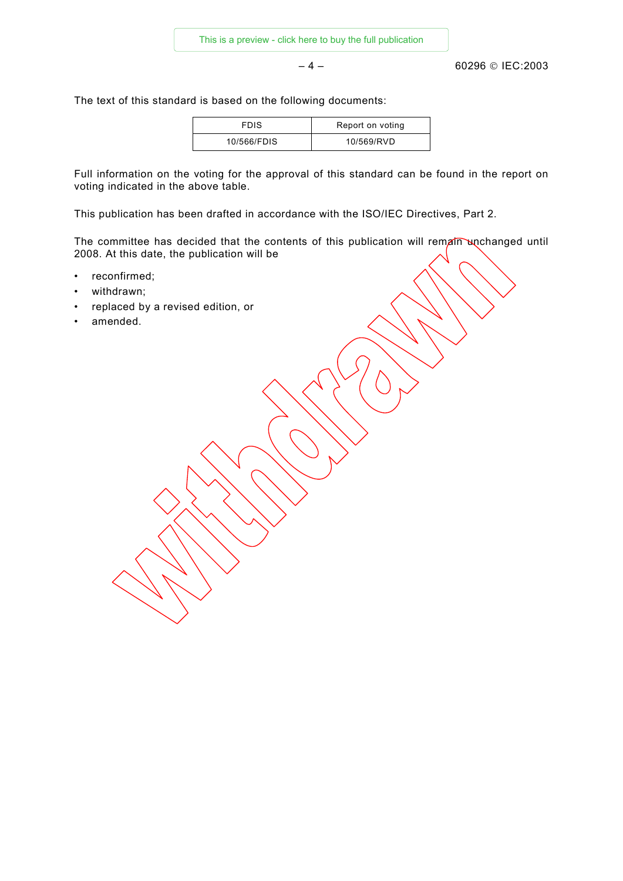The text of this standard is based on the following documents:

| FDIS | Report on voting |
| --- | --- |
| 10/566/FDIS | 10/569/RVD |

Full information on the voting for the approval of this standard can be found in the report on voting indicated in the above table.

This publication has been drafted in accordance with the ISO/IEC Directives, Part 2.

The committee has decided that the contents of this publication will remain unchanged until 2008. At this date, the publication will be

- reconfirmed;
- withdrawn;
- replaced by a revised edition, or
- amended.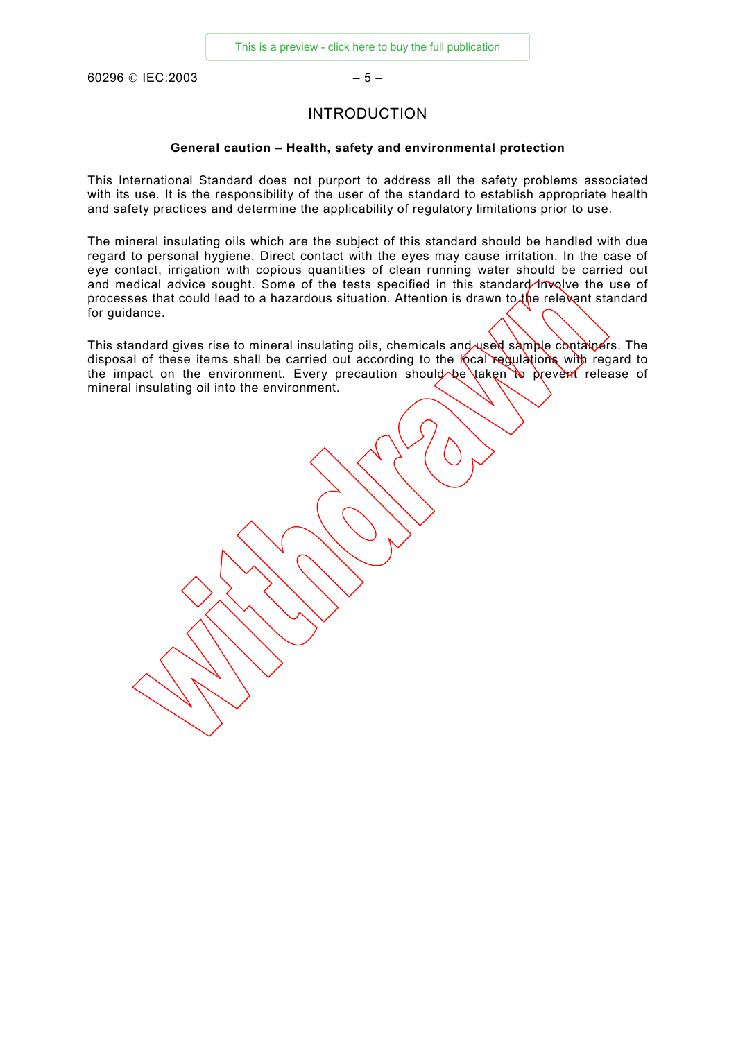# INTRODUCTION

**General caution – Health, safety and environmental protection**

This International Standard does not purport to address all the safety problems associated with its use. It is the responsibility of the user of the standard to establish appropriate health and safety practices and determine the applicability of regulatory limitations prior to use.

The mineral insulating oils which are the subject of this standard should be handled with due regard to personal hygiene. Direct contact with the eyes may cause irritation. In the case of eye contact, irrigation with copious quantities of clean running water should be carried out and medical advice sought. Some of the tests specified in this standard involve the use of processes that could lead to a hazardous situation. Attention is drawn to the relevant standard for guidance.

This standard gives rise to mineral insulating oils, chemicals and used sample containers. The disposal of these items shall be carried out according to the local regulations with regard to the impact on the environment. Every precaution should be taken to prevent release of mineral insulating oil into the environment.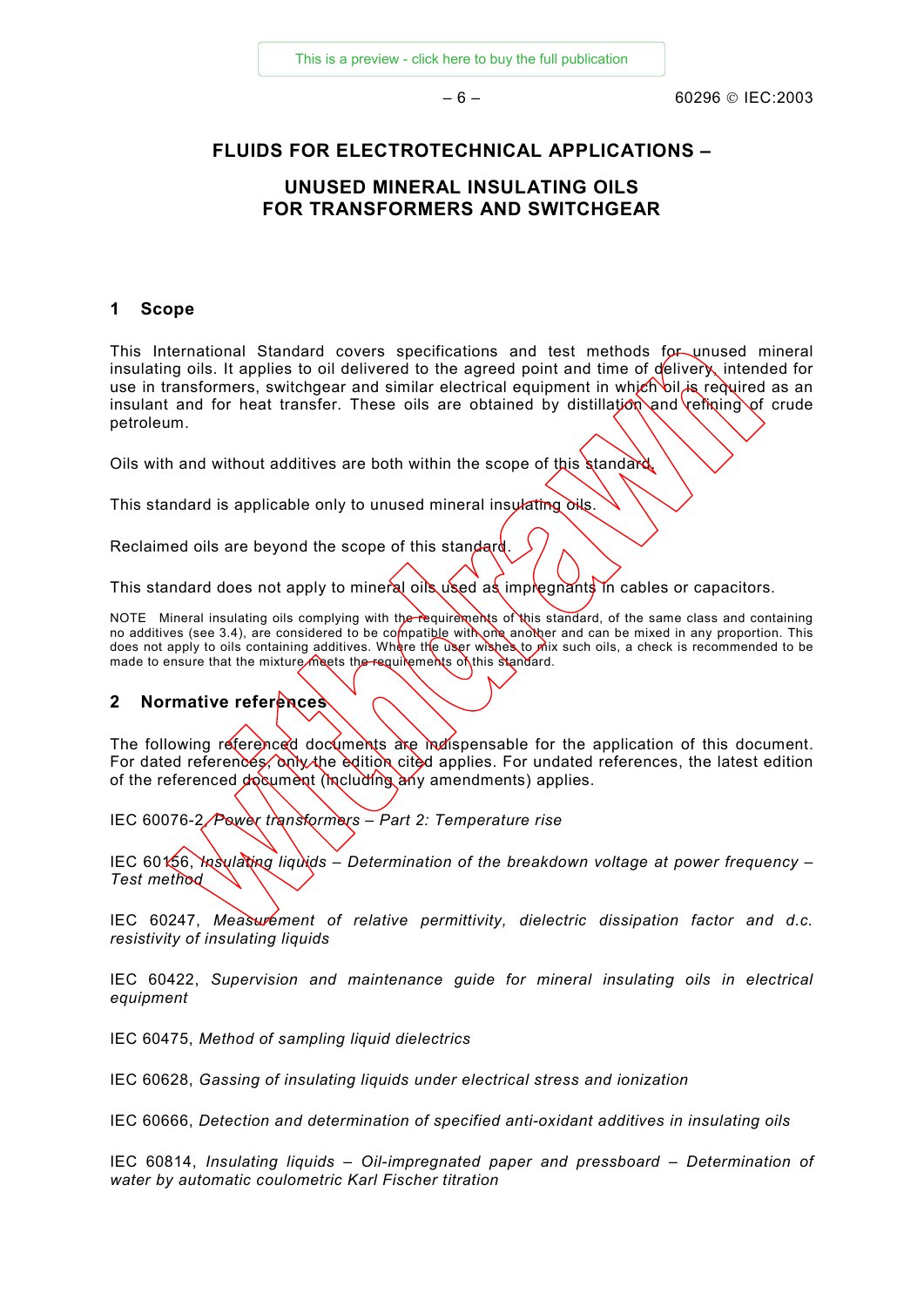# FLUIDS FOR ELECTROTECHNICAL APPLICATIONS –

# UNUSED MINERAL INSULATING OILS FOR TRANSFORMERS AND SWITCHGEAR

## 1 Scope

This International Standard covers specifications and test methods for unused mineral insulating oils. It applies to oil delivered to the agreed point and time of delivery, intended for use in transformers, switchgear and similar electrical equipment in which oil is required as an insulant and for heat transfer. These oils are obtained by distillation and refining of crude petroleum.

Oils with and without additives are both within the scope of this standard.

This standard is applicable only to unused mineral insulating oils.

Reclaimed oils are beyond the scope of this standard.

This standard does not apply to mineral oils used as impregnants in cables or capacitors.

NOTE Mineral insulating oils complying with the requirements of this standard, of the same class and containing no additives (see 3.4), are considered to be compatible with one another and can be mixed in any proportion. This does not apply to oils containing additives. Where the user wishes to mix such oils, a check is recommended to be made to ensure that the mixture meets the requirements of this standard.

## 2 Normative references

The following referenced documents are indispensable for the application of this document. For dated references, only the edition cited applies. For undated references, the latest edition of the referenced document (including any amendments) applies.

IEC 60076-2, *Power transformers – Part 2: Temperature rise*

IEC 60156, *Insulating liquids – Determination of the breakdown voltage at power frequency – Test method*

IEC 60247, *Measurement of relative permittivity, dielectric dissipation factor and d.c. resistivity of insulating liquids*

IEC 60422, *Supervision and maintenance guide for mineral insulating oils in electrical equipment*

IEC 60475, *Method of sampling liquid dielectrics*

IEC 60628, *Gassing of insulating liquids under electrical stress and ionization*

IEC 60666, *Detection and determination of specified anti-oxidant additives in insulating oils*

IEC 60814, *Insulating liquids – Oil-impregnated paper and pressboard – Determination of water by automatic coulometric Karl Fischer titration*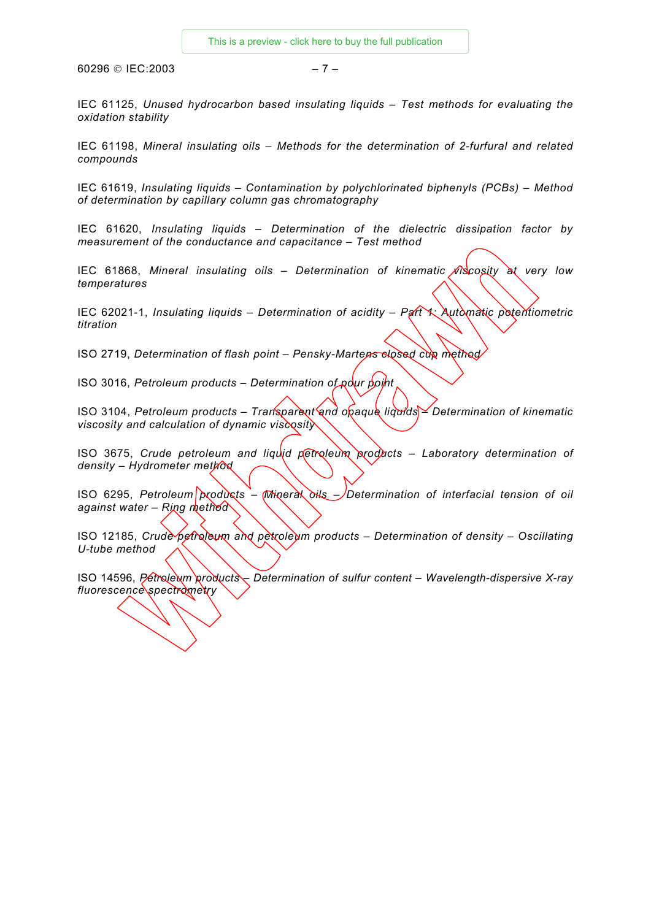IEC 61125, *Unused hydrocarbon based insulating liquids – Test methods for evaluating the oxidation stability*

IEC 61198, *Mineral insulating oils – Methods for the determination of 2-furfural and related compounds*

IEC 61619, *Insulating liquids – Contamination by polychlorinated biphenyls (PCBs) – Method of determination by capillary column gas chromatography*

IEC 61620, *Insulating liquids – Determination of the dielectric dissipation factor by measurement of the conductance and capacitance – Test method*

IEC 61868, *Mineral insulating oils – Determination of kinematic viscosity at very low temperatures*

IEC 62021-1, *Insulating liquids – Determination of acidity – Part 1: Automatic potentiometric titration*

ISO 2719, *Determination of flash point – Pensky-Martens closed cup method*

ISO 3016, *Petroleum products – Determination of pour point*

ISO 3104, *Petroleum products – Transparent and opaque liquids – Determination of kinematic viscosity and calculation of dynamic viscosity*

ISO 3675, *Crude petroleum and liquid petroleum products – Laboratory determination of density – Hydrometer method*

ISO 6295, *Petroleum products – Mineral oils – Determination of interfacial tension of oil against water – Ring method*

ISO 12185, *Crude petroleum and petroleum products – Determination of density – Oscillating U-tube method*

ISO 14596, *Petroleum products – Determination of sulfur content – Wavelength-dispersive X-ray fluorescence spectrometry*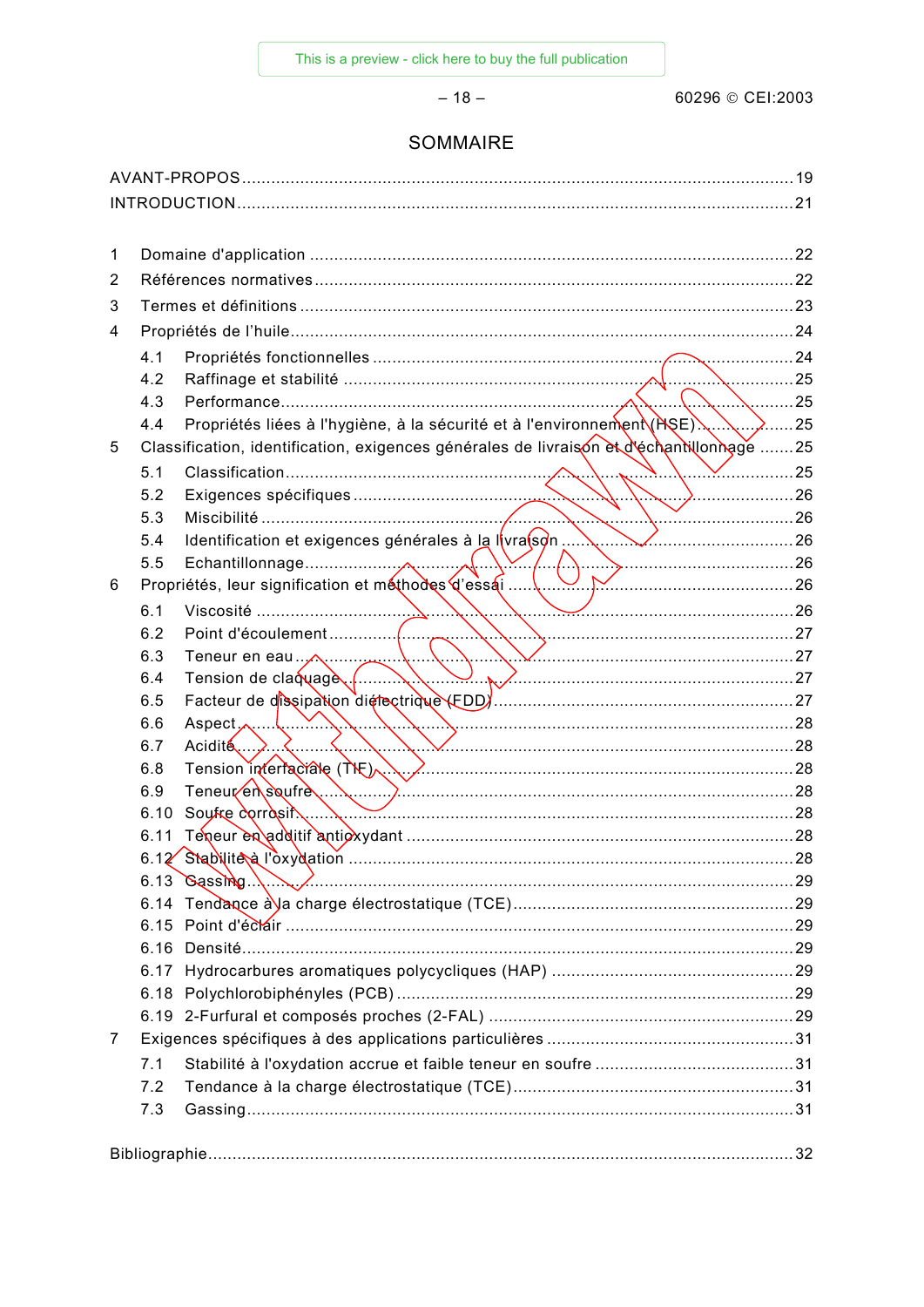# SOMMAIRE

AVANT-PROPOS ................................................................................................................ 19
INTRODUCTION ................................................................................................................ 21

1 Domaine d'application ................................................................................................ 22
2 Références normatives ................................................................................................ 22
3 Termes et définitions ................................................................................................... 23
4 Propriétés de l'huile ..................................................................................................... 24
 4.1 Propriétés fonctionnelles ....................................................................................... 24
 4.2 Raffinage et stabilité ............................................................................................. 25
 4.3 Performance .......................................................................................................... 25
 4.4 Propriétés liées à l'hygiène, à la sécurité et à l'environnement (HSE) ................... 25
5 Classification, identification, exigences générales de livraison et d'échantillonnage ....... 25
 5.1 Classification ......................................................................................................... 25
 5.2 Exigences spécifiques ........................................................................................... 26
 5.3 Miscibilité .............................................................................................................. 26
 5.4 Identification et exigences générales à la livraison ............................................... 26
 5.5 Echantillonnage ..................................................................................................... 26
6 Propriétés, leur signification et méthodes d'essai ........................................................ 26
 6.1 Viscosité ................................................................................................................ 26
 6.2 Point d'écoulement ................................................................................................ 27
 6.3 Teneur en eau ....................................................................................................... 27
 6.4 Tension de claquage ............................................................................................. 27
 6.5 Facteur de dissipation diélectrique (FDD) ............................................................. 27
 6.6 Aspect ................................................................................................................... 28
 6.7 Acidité ................................................................................................................... 28
 6.8 Tension interfaciale (TIF) ...................................................................................... 28
 6.9 Teneur en soufre ................................................................................................... 28
 6.10 Soufre corrosif ..................................................................................................... 28
 6.11 Teneur en additif antioxydant .............................................................................. 28
 6.12 Stabilité à l'oxydation .......................................................................................... 28
 6.13 Gassing ............................................................................................................... 29
 6.14 Tendance à la charge électrostatique (TCE) ....................................................... 29
 6.15 Point d'éclair ........................................................................................................ 29
 6.16 Densité ................................................................................................................ 29
 6.17 Hydrocarbures aromatiques polycycliques (HAP) ................................................ 29
 6.18 Polychlorobiphényles (PCB) ................................................................................ 29
 6.19 2-Furfural et composés proches (2-FAL) ............................................................. 29
7 Exigences spécifiques à des applications particulières ................................................ 31
 7.1 Stabilité à l'oxydation accrue et faible teneur en soufre ......................................... 31
 7.2 Tendance à la charge électrostatique (TCE) ......................................................... 31
 7.3 Gassing .................................................................................................................. 31

Bibliographie .................................................................................................................... 32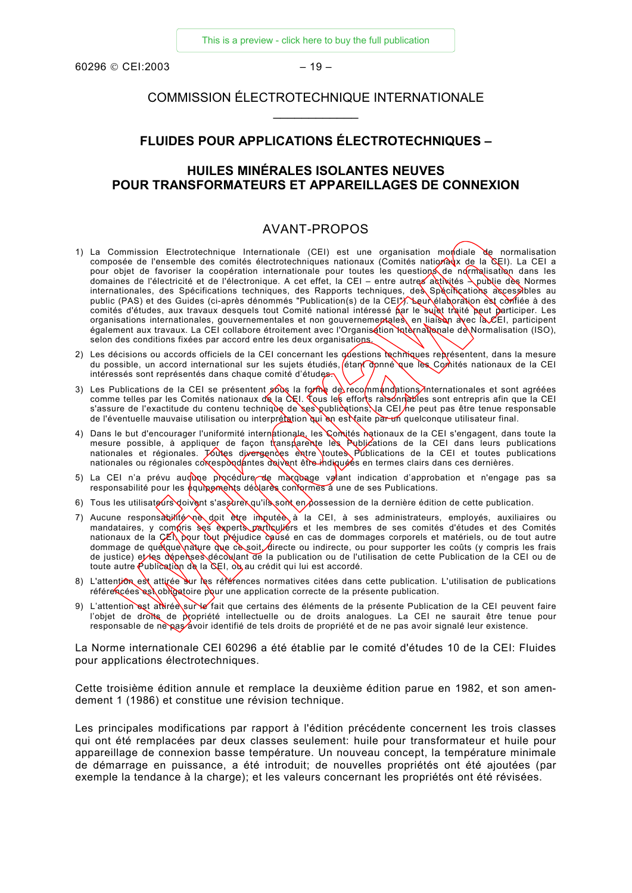COMMISSION ÉLECTROTECHNIQUE INTERNATIONALE

___________

# FLUIDES POUR APPLICATIONS ÉLECTROTECHNIQUES –

# HUILES MINÉRALES ISOLANTES NEUVES POUR TRANSFORMATEURS ET APPAREILLAGES DE CONNEXION

## AVANT-PROPOS

1) La Commission Electrotechnique Internationale (CEI) est une organisation mondiale de normalisation composée de l'ensemble des comités électrotechniques nationaux (Comités nationaux de la CEI). La CEI a pour objet de favoriser la coopération internationale pour toutes les questions de normalisation dans les domaines de l'électricité et de l'électronique. A cet effet, la CEI – entre autres activités – publie des Normes internationales, des Spécifications techniques, des Rapports techniques, des Spécifications accessibles au public (PAS) et des Guides (ci-après dénommés "Publication(s) de la CEI"). Leur élaboration est confiée à des comités d'études, aux travaux desquels tout Comité national intéressé par le sujet traité peut participer. Les organisations internationales, gouvernementales et non gouvernementales, en liaison avec la CEI, participent également aux travaux. La CEI collabore étroitement avec l'Organisation Internationale de Normalisation (ISO), selon des conditions fixées par accord entre les deux organisations.

2) Les décisions ou accords officiels de la CEI concernant les questions techniques représentent, dans la mesure du possible, un accord international sur les sujets étudiés, étant donné que les Comités nationaux de la CEI intéressés sont représentés dans chaque comité d'études.

3) Les Publications de la CEI se présentent sous la forme de recommandations internationales et sont agréées comme telles par les Comités nationaux de la CEI. Tous les efforts raisonnables sont entrepris afin que la CEI s'assure de l'exactitude du contenu technique de ses publications; la CEI ne peut pas être tenue responsable de l'éventuelle mauvaise utilisation ou interprétation qui en est faite par un quelconque utilisateur final.

4) Dans le but d'encourager l'uniformité internationale, les Comités nationaux de la CEI s'engagent, dans toute la mesure possible, à appliquer de façon transparente les Publications de la CEI dans leurs publications nationales et régionales. Toutes divergences entre toutes Publications de la CEI et toutes publications nationales ou régionales correspondantes doivent être indiquées en termes clairs dans ces dernières.

5) La CEI n'a prévu aucune procédure de marquage valant indication d'approbation et n'engage pas sa responsabilité pour les équipements déclarés conformes à une de ses Publications.

6) Tous les utilisateurs doivent s'assurer qu'ils sont en possession de la dernière édition de cette publication.

7) Aucune responsabilité ne doit être imputée à la CEI, à ses administrateurs, employés, auxiliaires ou mandataires, y compris ses experts particuliers et les membres de ses comités d'études et des Comités nationaux de la CEI, pour tout préjudice causé en cas de dommages corporels et matériels, ou de tout autre dommage de quelque nature que ce soit, directe ou indirecte, ou pour supporter les coûts (y compris les frais de justice) et les dépenses découlant de la publication ou de l'utilisation de cette Publication de la CEI ou de toute autre Publication de la CEI, ou au crédit qui lui est accordé.

8) L'attention est attirée sur les références normatives citées dans cette publication. L'utilisation de publications référencées est obligatoire pour une application correcte de la présente publication.

9) L'attention est attirée sur le fait que certains des éléments de la présente Publication de la CEI peuvent faire l'objet de droits de propriété intellectuelle ou de droits analogues. La CEI ne saurait être tenue pour responsable de ne pas avoir identifié de tels droits de propriété et de ne pas avoir signalé leur existence.

La Norme internationale CEI 60296 a été établie par le comité d'études 10 de la CEI: Fluides pour applications électrotechniques.

Cette troisième édition annule et remplace la deuxième édition parue en 1982, et son amendement 1 (1986) et constitue une révision technique.

Les principales modifications par rapport à l'édition précédente concernent les trois classes qui ont été remplacées par deux classes seulement: huile pour transformateur et huile pour appareillage de connexion basse température. Un nouveau concept, la température minimale de démarrage en puissance, a été introduit; de nouvelles propriétés ont été ajoutées (par exemple la tendance à la charge); et les valeurs concernant les propriétés ont été révisées.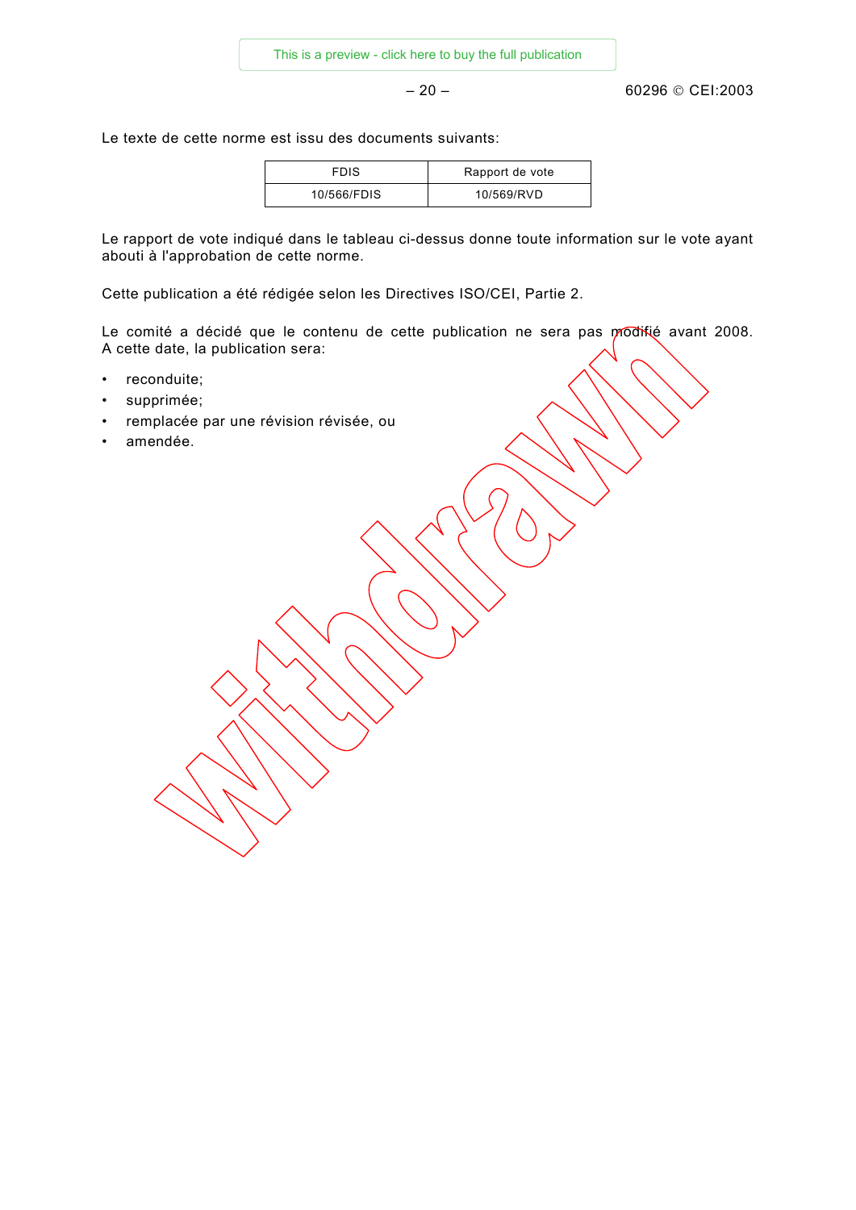Le texte de cette norme est issu des documents suivants:

| FDIS | Rapport de vote |
|---|---|
| 10/566/FDIS | 10/569/RVD |

Le rapport de vote indiqué dans le tableau ci-dessus donne toute information sur le vote ayant abouti à l'approbation de cette norme.

Cette publication a été rédigée selon les Directives ISO/CEI, Partie 2.

Le comité a décidé que le contenu de cette publication ne sera pas modifié avant 2008. A cette date, la publication sera:

- reconduite;
- supprimée;
- remplacée par une révision révisée, ou
- amendée.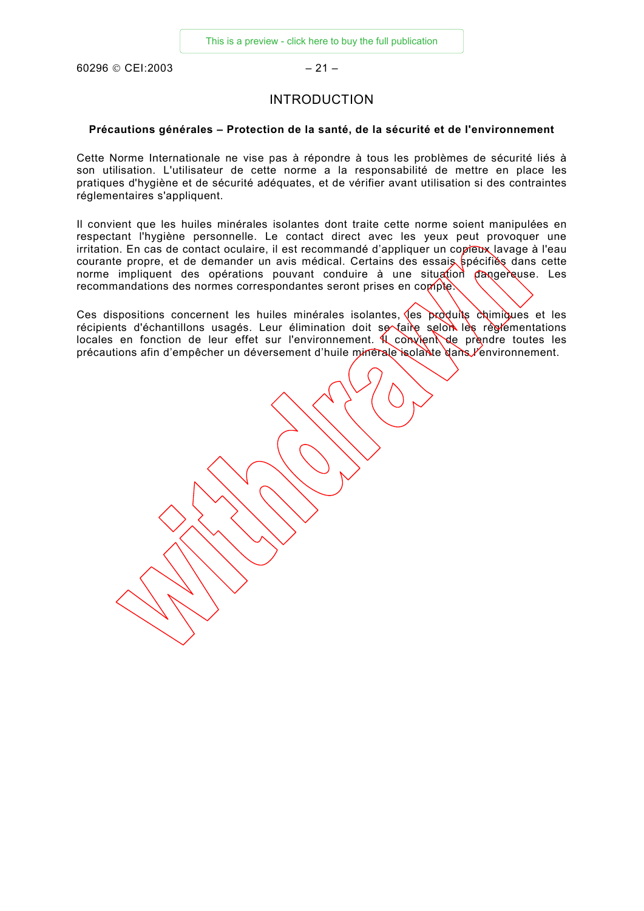# INTRODUCTION

**Précautions générales – Protection de la santé, de la sécurité et de l'environnement**

Cette Norme Internationale ne vise pas à répondre à tous les problèmes de sécurité liés à son utilisation. L'utilisateur de cette norme a la responsabilité de mettre en place les pratiques d'hygiène et de sécurité adéquates, et de vérifier avant utilisation si des contraintes réglementaires s'appliquent.

Il convient que les huiles minérales isolantes dont traite cette norme soient manipulées en respectant l'hygiène personnelle. Le contact direct avec les yeux peut provoquer une irritation. En cas de contact oculaire, il est recommandé d'appliquer un copieux lavage à l'eau courante propre, et de demander un avis médical. Certains des essais spécifiés dans cette norme impliquent des opérations pouvant conduire à une situation dangereuse. Les recommandations des normes correspondantes seront prises en compte.

Ces dispositions concernent les huiles minérales isolantes, les produits chimiques et les récipients d'échantillons usagés. Leur élimination doit se faire selon les réglementations locales en fonction de leur effet sur l'environnement. Il convient de prendre toutes les précautions afin d'empêcher un déversement d'huile minérale isolante dans l'environnement.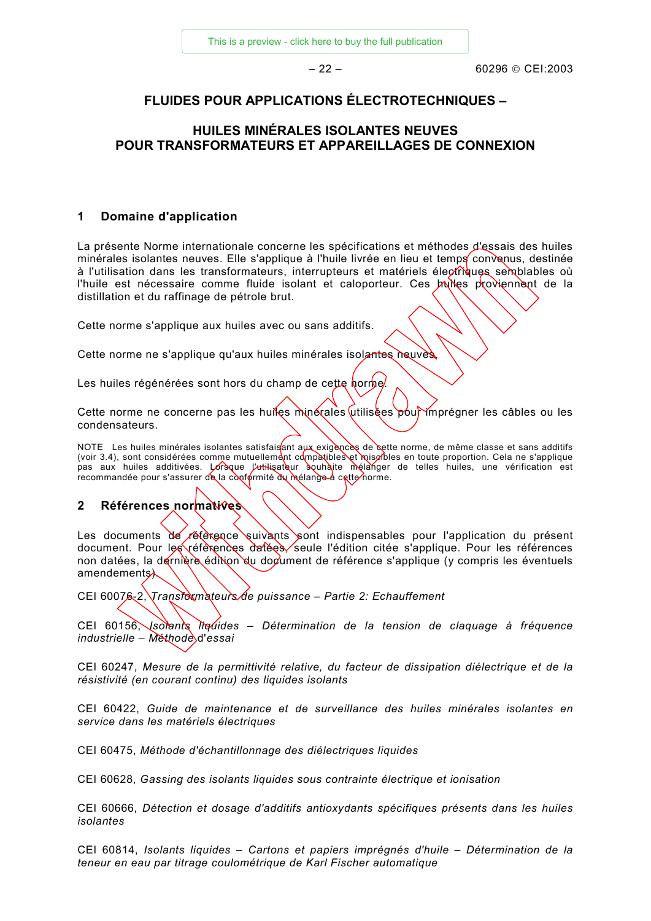# FLUIDES POUR APPLICATIONS ÉLECTROTECHNIQUES –

# HUILES MINÉRALES ISOLANTES NEUVES POUR TRANSFORMATEURS ET APPAREILLAGES DE CONNEXION

## 1 Domaine d'application

La présente Norme internationale concerne les spécifications et méthodes d'essais des huiles minérales isolantes neuves. Elle s'applique à l'huile livrée en lieu et temps convenus, destinée à l'utilisation dans les transformateurs, interrupteurs et matériels électriques semblables où l'huile est nécessaire comme fluide isolant et caloporteur. Ces huiles proviennent de la distillation et du raffinage de pétrole brut.

Cette norme s'applique aux huiles avec ou sans additifs.

Cette norme ne s'applique qu'aux huiles minérales isolantes neuves.

Les huiles régénérées sont hors du champ de cette norme.

Cette norme ne concerne pas les huiles minérales utilisées pour imprégner les câbles ou les condensateurs.

NOTE Les huiles minérales isolantes satisfaisant aux exigences de cette norme, de même classe et sans additifs (voir 3.4), sont considérées comme mutuellement compatibles et miscibles en toute proportion. Cela ne s'applique pas aux huiles additivées. Lorsque l'utilisateur souhaite mélanger de telles huiles, une vérification est recommandée pour s'assurer de la conformité du mélange à cette norme.

## 2 Références normatives

Les documents de référence suivants sont indispensables pour l'application du présent document. Pour les références datées, seule l'édition citée s'applique. Pour les références non datées, la dernière édition du document de référence s'applique (y compris les éventuels amendements).

CEI 60076-2, *Transformateurs de puissance – Partie 2: Echauffement*

CEI 60156, *Isolants liquides – Détermination de la tension de claquage à fréquence industrielle – Méthode d'essai*

CEI 60247, *Mesure de la permittivité relative, du facteur de dissipation diélectrique et de la résistivité (en courant continu) des liquides isolants*

CEI 60422, *Guide de maintenance et de surveillance des huiles minérales isolantes en service dans les matériels électriques*

CEI 60475, *Méthode d'échantillonnage des diélectriques liquides*

CEI 60628, *Gassing des isolants liquides sous contrainte électrique et ionisation*

CEI 60666, *Détection et dosage d'additifs antioxydants spécifiques présents dans les huiles isolantes*

CEI 60814, *Isolants liquides – Cartons et papiers imprégnés d'huile – Détermination de la teneur en eau par titrage coulométrique de Karl Fischer automatique*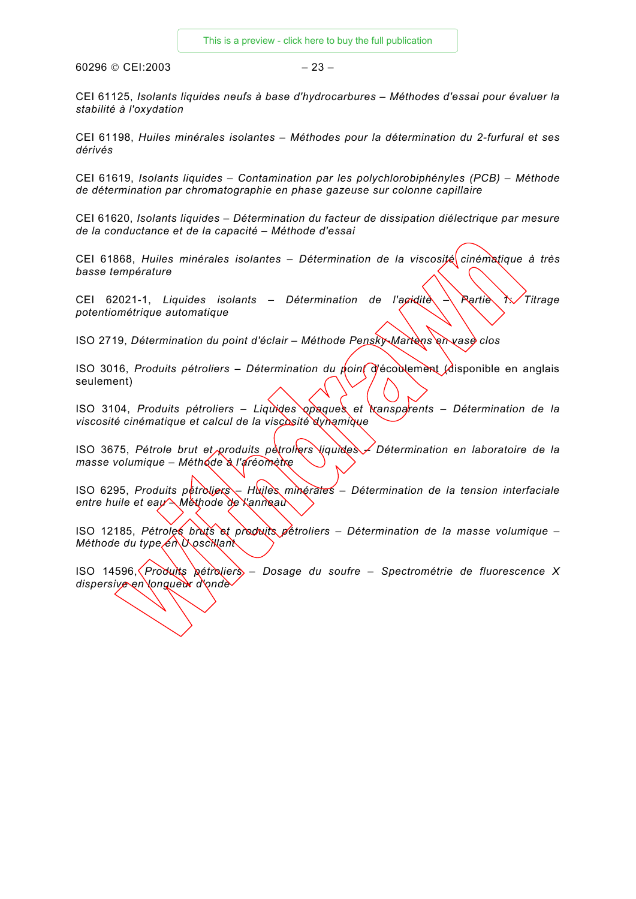CEI 61125, *Isolants liquides neufs à base d'hydrocarbures – Méthodes d'essai pour évaluer la stabilité à l'oxydation*

CEI 61198, *Huiles minérales isolantes – Méthodes pour la détermination du 2-furfural et ses dérivés*

CEI 61619, *Isolants liquides – Contamination par les polychlorobiphényles (PCB) – Méthode de détermination par chromatographie en phase gazeuse sur colonne capillaire*

CEI 61620, *Isolants liquides – Détermination du facteur de dissipation diélectrique par mesure de la conductance et de la capacité – Méthode d'essai*

CEI 61868, *Huiles minérales isolantes – Détermination de la viscosité cinématique à très basse température*

CEI 62021-1, *Liquides isolants – Détermination de l'acidité – Partie 1: Titrage potentiométrique automatique*

ISO 2719, *Détermination du point d'éclair – Méthode Pensky-Martens en vase clos*

ISO 3016, *Produits pétroliers – Détermination du point d'écoulement* (disponible en anglais seulement)

ISO 3104, *Produits pétroliers – Liquides opaques et transparents – Détermination de la viscosité cinématique et calcul de la viscosité dynamique*

ISO 3675, *Pétrole brut et produits pétroliers liquides – Détermination en laboratoire de la masse volumique – Méthode à l'aréomètre*

ISO 6295, *Produits pétroliers – Huiles minérales – Détermination de la tension interfaciale entre huile et eau – Méthode de l'anneau*

ISO 12185, *Pétroles bruts et produits pétroliers – Détermination de la masse volumique – Méthode du type en U oscillant*

ISO 14596, *Produits pétroliers – Dosage du soufre – Spectrométrie de fluorescence X dispersive en longueur d'onde*